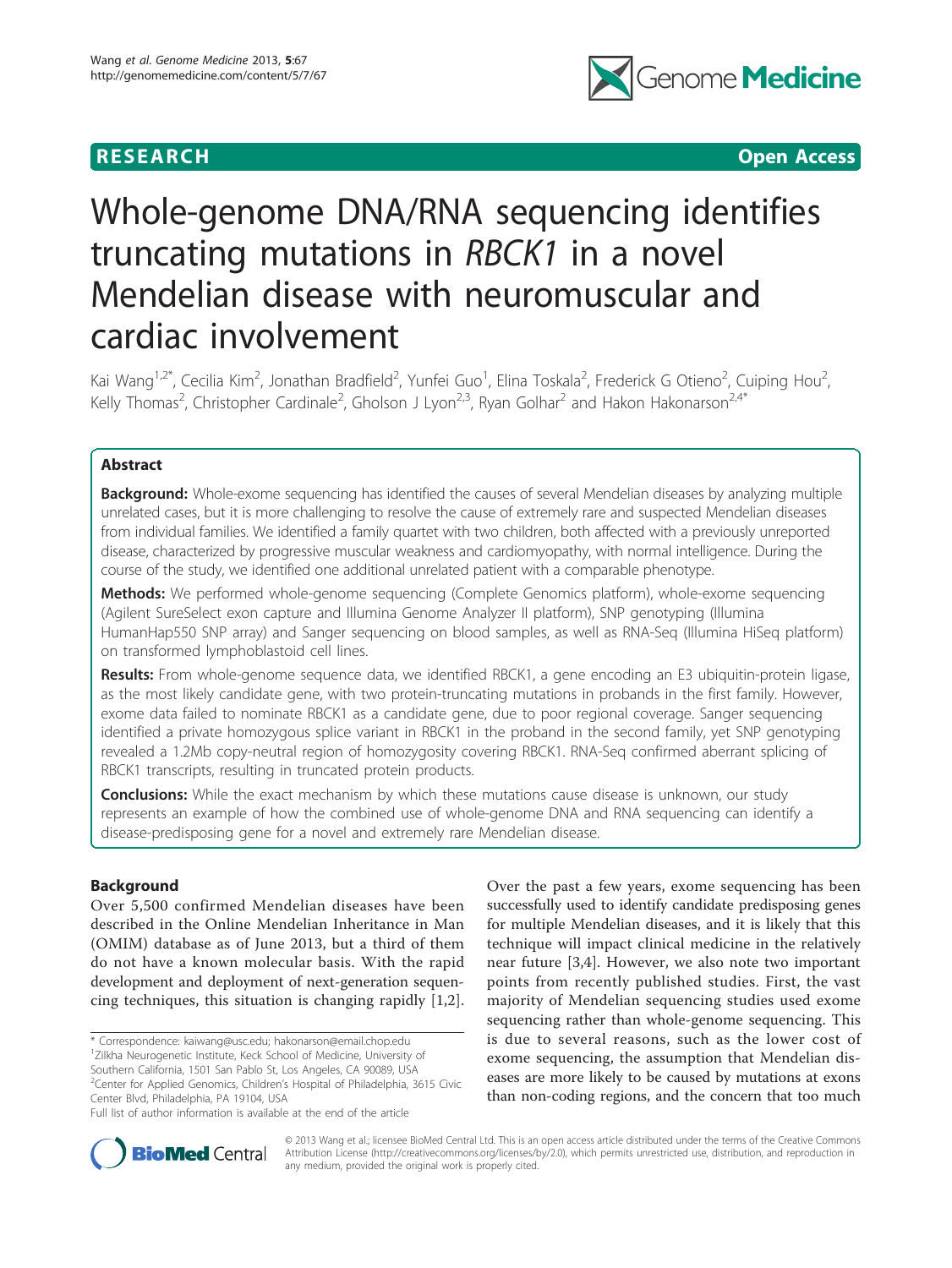RESEARCH Open Access

# Whole-genome DNA/RNA sequencing identifies truncating mutations in *RBCK1* in a novel Mendelian disease with neuromuscular and cardiac involvement

Kai Wang[1,2*], Cecilia Kim[2], Jonathan Bradfield[2], Yunfei Guo[1], Elina Toskala[2], Frederick G Otieno[2], Cuiping Hou[2], Kelly Thomas[2], Christopher Cardinale[2], Gholson J Lyon[2,3], Ryan Golhar[2] and Hakon Hakonarson[2,4*]

## Abstract

**Background:** Whole-exome sequencing has identified the causes of several Mendelian diseases by analyzing multiple unrelated cases, but it is more challenging to resolve the cause of extremely rare and suspected Mendelian diseases from individual families. We identified a family quartet with two children, both affected with a previously unreported disease, characterized by progressive muscular weakness and cardiomyopathy, with normal intelligence. During the course of the study, we identified one additional unrelated patient with a comparable phenotype.

**Methods:** We performed whole-genome sequencing (Complete Genomics platform), whole-exome sequencing (Agilent SureSelect exon capture and Illumina Genome Analyzer II platform), SNP genotyping (Illumina HumanHap550 SNP array) and Sanger sequencing on blood samples, as well as RNA-Seq (Illumina HiSeq platform) on transformed lymphoblastoid cell lines.

**Results:** From whole-genome sequence data, we identified RBCK1, a gene encoding an E3 ubiquitin-protein ligase, as the most likely candidate gene, with two protein-truncating mutations in probands in the first family. However, exome data failed to nominate RBCK1 as a candidate gene, due to poor regional coverage. Sanger sequencing identified a private homozygous splice variant in RBCK1 in the proband in the second family, yet SNP genotyping revealed a 1.2Mb copy-neutral region of homozygosity covering RBCK1. RNA-Seq confirmed aberrant splicing of RBCK1 transcripts, resulting in truncated protein products.

**Conclusions:** While the exact mechanism by which these mutations cause disease is unknown, our study represents an example of how the combined use of whole-genome DNA and RNA sequencing can identify a disease-predisposing gene for a novel and extremely rare Mendelian disease.

## Background

Over 5,500 confirmed Mendelian diseases have been described in the Online Mendelian Inheritance in Man (OMIM) database as of June 2013, but a third of them do not have a known molecular basis. With the rapid development and deployment of next-generation sequencing techniques, this situation is changing rapidly [1,2]. Over the past a few years, exome sequencing has been successfully used to identify candidate predisposing genes for multiple Mendelian diseases, and it is likely that this technique will impact clinical medicine in the relatively near future [3,4]. However, we also note two important points from recently published studies. First, the vast majority of Mendelian sequencing studies used exome sequencing rather than whole-genome sequencing. This is due to several reasons, such as the lower cost of exome sequencing, the assumption that Mendelian diseases are more likely to be caused by mutations at exons than non-coding regions, and the concern that too much

\* Correspondence: kaiwang@usc.edu; hakonarson@email.chop.edu
[1]Zilkha Neurogenetic Institute, Keck School of Medicine, University of Southern California, 1501 San Pablo St, Los Angeles, CA 90089, USA
[2]Center for Applied Genomics, Children's Hospital of Philadelphia, 3615 Civic Center Blvd, Philadelphia, PA 19104, USA
Full list of author information is available at the end of the article

© 2013 Wang et al.; licensee BioMed Central Ltd. This is an open access article distributed under the terms of the Creative Commons Attribution License (http://creativecommons.org/licenses/by/2.0), which permits unrestricted use, distribution, and reproduction in any medium, provided the original work is properly cited.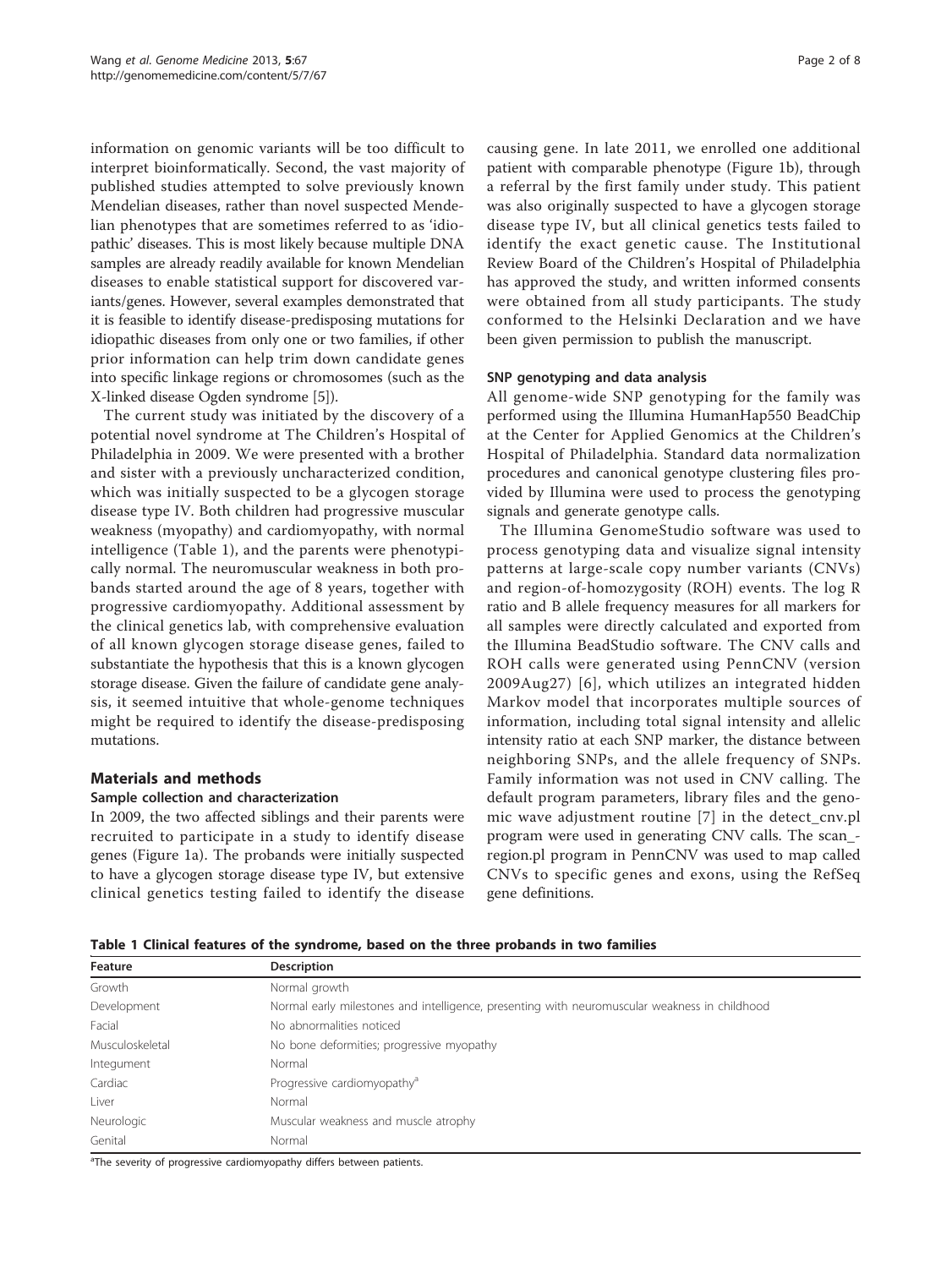information on genomic variants will be too difficult to interpret bioinformatically. Second, the vast majority of published studies attempted to solve previously known Mendelian diseases, rather than novel suspected Mendelian phenotypes that are sometimes referred to as 'idiopathic' diseases. This is most likely because multiple DNA samples are already readily available for known Mendelian diseases to enable statistical support for discovered variants/genes. However, several examples demonstrated that it is feasible to identify disease-predisposing mutations for idiopathic diseases from only one or two families, if other prior information can help trim down candidate genes into specific linkage regions or chromosomes (such as the X-linked disease Ogden syndrome [5]).

The current study was initiated by the discovery of a potential novel syndrome at The Children's Hospital of Philadelphia in 2009. We were presented with a brother and sister with a previously uncharacterized condition, which was initially suspected to be a glycogen storage disease type IV. Both children had progressive muscular weakness (myopathy) and cardiomyopathy, with normal intelligence (Table 1), and the parents were phenotypically normal. The neuromuscular weakness in both probands started around the age of 8 years, together with progressive cardiomyopathy. Additional assessment by the clinical genetics lab, with comprehensive evaluation of all known glycogen storage disease genes, failed to substantiate the hypothesis that this is a known glycogen storage disease. Given the failure of candidate gene analysis, it seemed intuitive that whole-genome techniques might be required to identify the disease-predisposing mutations.

## Materials and methods

### Sample collection and characterization

In 2009, the two affected siblings and their parents were recruited to participate in a study to identify disease genes (Figure 1a). The probands were initially suspected to have a glycogen storage disease type IV, but extensive clinical genetics testing failed to identify the disease causing gene. In late 2011, we enrolled one additional patient with comparable phenotype (Figure 1b), through a referral by the first family under study. This patient was also originally suspected to have a glycogen storage disease type IV, but all clinical genetics tests failed to identify the exact genetic cause. The Institutional Review Board of the Children's Hospital of Philadelphia has approved the study, and written informed consents were obtained from all study participants. The study conformed to the Helsinki Declaration and we have been given permission to publish the manuscript.

### SNP genotyping and data analysis

All genome-wide SNP genotyping for the family was performed using the Illumina HumanHap550 BeadChip at the Center for Applied Genomics at the Children's Hospital of Philadelphia. Standard data normalization procedures and canonical genotype clustering files provided by Illumina were used to process the genotyping signals and generate genotype calls.

The Illumina GenomeStudio software was used to process genotyping data and visualize signal intensity patterns at large-scale copy number variants (CNVs) and region-of-homozygosity (ROH) events. The log R ratio and B allele frequency measures for all markers for all samples were directly calculated and exported from the Illumina BeadStudio software. The CNV calls and ROH calls were generated using PennCNV (version 2009Aug27) [6], which utilizes an integrated hidden Markov model that incorporates multiple sources of information, including total signal intensity and allelic intensity ratio at each SNP marker, the distance between neighboring SNPs, and the allele frequency of SNPs. Family information was not used in CNV calling. The default program parameters, library files and the genomic wave adjustment routine [7] in the detect_cnv.pl program were used in generating CNV calls. The scan_region.pl program in PennCNV was used to map called CNVs to specific genes and exons, using the RefSeq gene definitions.

**Table 1 Clinical features of the syndrome, based on the three probands in two families**

| Feature | Description |
|---|---|
| Growth | Normal growth |
| Development | Normal early milestones and intelligence, presenting with neuromuscular weakness in childhood |
| Facial | No abnormalities noticed |
| Musculoskeletal | No bone deformities; progressive myopathy |
| Integument | Normal |
| Cardiac | Progressive cardiomyopathy[a] |
| Liver | Normal |
| Neurologic | Muscular weakness and muscle atrophy |
| Genital | Normal |

[a]The severity of progressive cardiomyopathy differs between patients.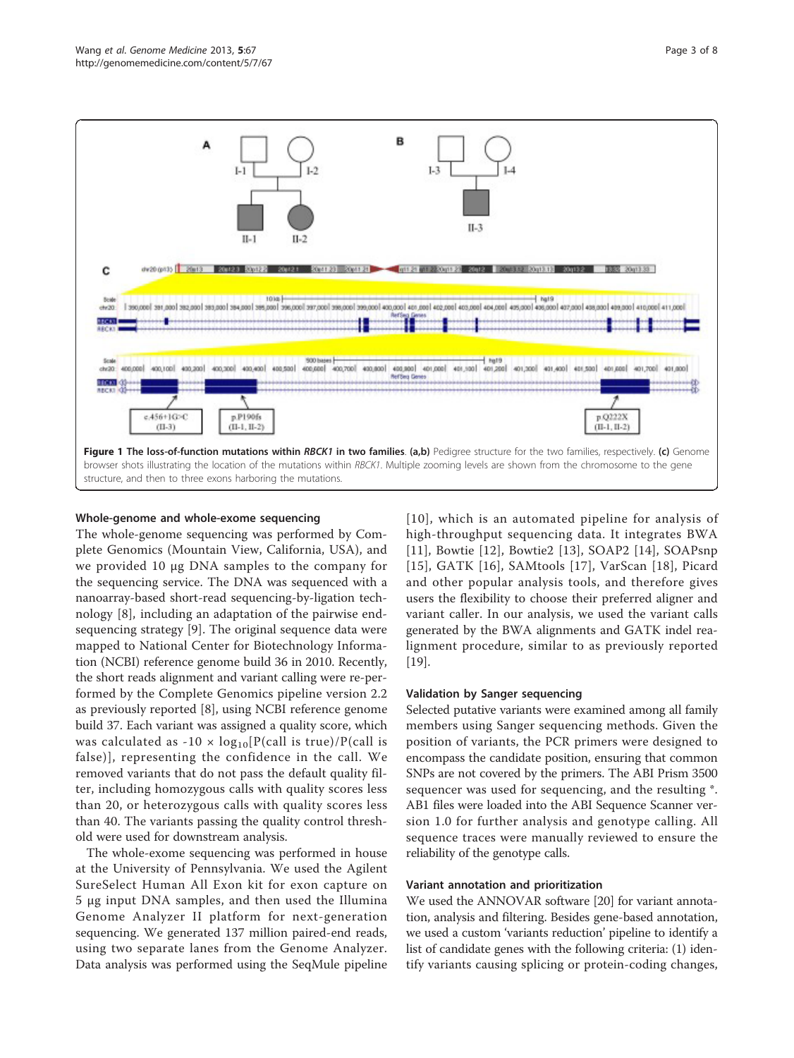**Figure 1 The loss-of-function mutations within *RBCK1* in two families.** **(a,b)** Pedigree structure for the two families, respectively. **(c)** Genome browser shots illustrating the location of the mutations within *RBCK1*. Multiple zooming levels are shown from the chromosome to the gene structure, and then to three exons harboring the mutations.

### Whole-genome and whole-exome sequencing

The whole-genome sequencing was performed by Complete Genomics (Mountain View, California, USA), and we provided 10 μg DNA samples to the company for the sequencing service. The DNA was sequenced with a nanoarray-based short-read sequencing-by-ligation technology [8], including an adaptation of the pairwise end-sequencing strategy [9]. The original sequence data were mapped to National Center for Biotechnology Information (NCBI) reference genome build 36 in 2010. Recently, the short reads alignment and variant calling were re-performed by the Complete Genomics pipeline version 2.2 as previously reported [8], using NCBI reference genome build 37. Each variant was assigned a quality score, which was calculated as $-10 \times \log_{10}$[P(call is true)/P(call is false)], representing the confidence in the call. We removed variants that do not pass the default quality filter, including homozygous calls with quality scores less than 20, or heterozygous calls with quality scores less than 40. The variants passing the quality control threshold were used for downstream analysis.

The whole-exome sequencing was performed in house at the University of Pennsylvania. We used the Agilent SureSelect Human All Exon kit for exon capture on 5 μg input DNA samples, and then used the Illumina Genome Analyzer II platform for next-generation sequencing. We generated 137 million paired-end reads, using two separate lanes from the Genome Analyzer. Data analysis was performed using the SeqMule pipeline [10], which is an automated pipeline for analysis of high-throughput sequencing data. It integrates BWA [11], Bowtie [12], Bowtie2 [13], SOAP2 [14], SOAPsnp [15], GATK [16], SAMtools [17], VarScan [18], Picard and other popular analysis tools, and therefore gives users the flexibility to choose their preferred aligner and variant caller. In our analysis, we used the variant calls generated by the BWA alignments and GATK indel realignment procedure, similar to as previously reported [19].

### Validation by Sanger sequencing

Selected putative variants were examined among all family members using Sanger sequencing methods. Given the position of variants, the PCR primers were designed to encompass the candidate position, ensuring that common SNPs are not covered by the primers. The ABI Prism 3500 sequencer was used for sequencing, and the resulting *.AB1 files were loaded into the ABI Sequence Scanner version 1.0 for further analysis and genotype calling. All sequence traces were manually reviewed to ensure the reliability of the genotype calls.

### Variant annotation and prioritization

We used the ANNOVAR software [20] for variant annotation, analysis and filtering. Besides gene-based annotation, we used a custom 'variants reduction' pipeline to identify a list of candidate genes with the following criteria: (1) identify variants causing splicing or protein-coding changes,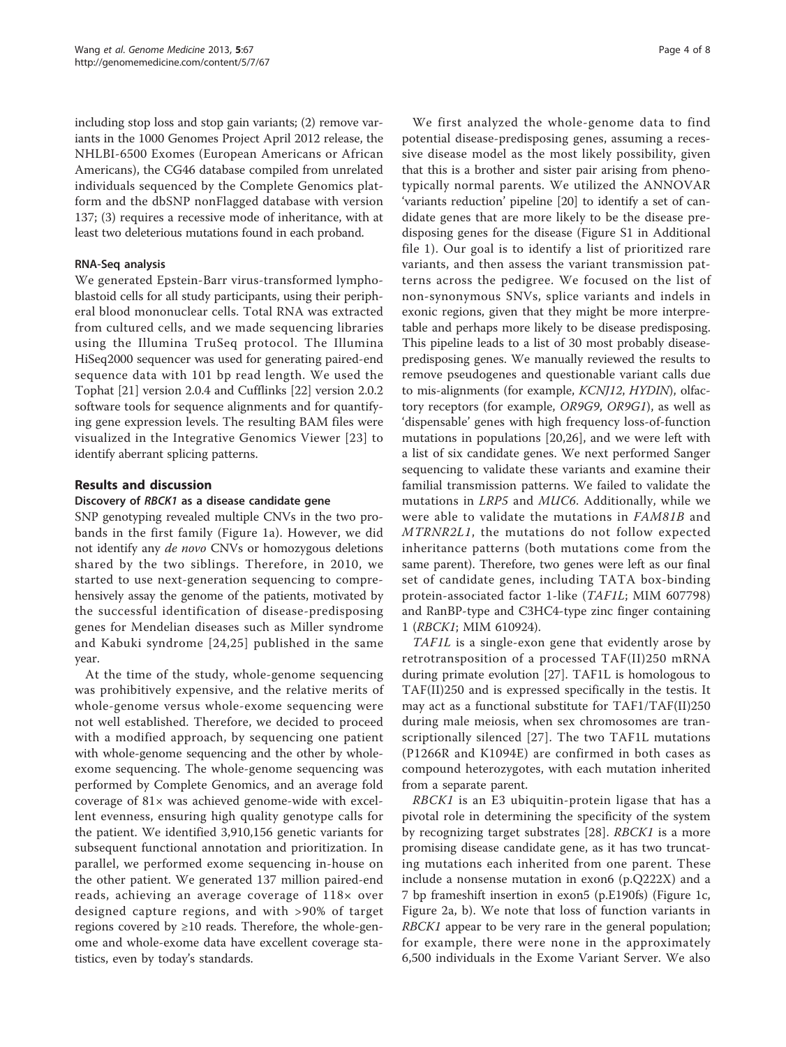including stop loss and stop gain variants; (2) remove variants in the 1000 Genomes Project April 2012 release, the NHLBI-6500 Exomes (European Americans or African Americans), the CG46 database compiled from unrelated individuals sequenced by the Complete Genomics platform and the dbSNP nonFlagged database with version 137; (3) requires a recessive mode of inheritance, with at least two deleterious mutations found in each proband.

### RNA-Seq analysis

We generated Epstein-Barr virus-transformed lymphoblastoid cells for all study participants, using their peripheral blood mononuclear cells. Total RNA was extracted from cultured cells, and we made sequencing libraries using the Illumina TruSeq protocol. The Illumina HiSeq2000 sequencer was used for generating paired-end sequence data with 101 bp read length. We used the Tophat [21] version 2.0.4 and Cufflinks [22] version 2.0.2 software tools for sequence alignments and for quantifying gene expression levels. The resulting BAM files were visualized in the Integrative Genomics Viewer [23] to identify aberrant splicing patterns.

## Results and discussion

### Discovery of *RBCK1* as a disease candidate gene

SNP genotyping revealed multiple CNVs in the two probands in the first family (Figure 1a). However, we did not identify any *de novo* CNVs or homozygous deletions shared by the two siblings. Therefore, in 2010, we started to use next-generation sequencing to comprehensively assay the genome of the patients, motivated by the successful identification of disease-predisposing genes for Mendelian diseases such as Miller syndrome and Kabuki syndrome [24,25] published in the same year.

At the time of the study, whole-genome sequencing was prohibitively expensive, and the relative merits of whole-genome versus whole-exome sequencing were not well established. Therefore, we decided to proceed with a modified approach, by sequencing one patient with whole-genome sequencing and the other by whole-exome sequencing. The whole-genome sequencing was performed by Complete Genomics, and an average fold coverage of 81× was achieved genome-wide with excellent evenness, ensuring high quality genotype calls for the patient. We identified 3,910,156 genetic variants for subsequent functional annotation and prioritization. In parallel, we performed exome sequencing in-house on the other patient. We generated 137 million paired-end reads, achieving an average coverage of 118× over designed capture regions, and with >90% of target regions covered by ≥10 reads. Therefore, the whole-genome and whole-exome data have excellent coverage statistics, even by today's standards.

We first analyzed the whole-genome data to find potential disease-predisposing genes, assuming a recessive disease model as the most likely possibility, given that this is a brother and sister pair arising from phenotypically normal parents. We utilized the ANNOVAR 'variants reduction' pipeline [20] to identify a set of candidate genes that are more likely to be the disease predisposing genes for the disease (Figure S1 in Additional file 1). Our goal is to identify a list of prioritized rare variants, and then assess the variant transmission patterns across the pedigree. We focused on the list of non-synonymous SNVs, splice variants and indels in exonic regions, given that they might be more interpretable and perhaps more likely to be disease predisposing. This pipeline leads to a list of 30 most probably disease-predisposing genes. We manually reviewed the results to remove pseudogenes and questionable variant calls due to mis-alignments (for example, *KCNJ12*, *HYDIN*), olfactory receptors (for example, *OR9G9*, *OR9G1*), as well as 'dispensable' genes with high frequency loss-of-function mutations in populations [20,26], and we were left with a list of six candidate genes. We next performed Sanger sequencing to validate these variants and examine their familial transmission patterns. We failed to validate the mutations in *LRP5* and *MUC6*. Additionally, while we were able to validate the mutations in *FAM81B* and *MTRNR2L1*, the mutations do not follow expected inheritance patterns (both mutations come from the same parent). Therefore, two genes were left as our final set of candidate genes, including TATA box-binding protein-associated factor 1-like (*TAF1L*; MIM 607798) and RanBP-type and C3HC4-type zinc finger containing 1 (*RBCK1*; MIM 610924).

*TAF1L* is a single-exon gene that evidently arose by retrotransposition of a processed TAF(II)250 mRNA during primate evolution [27]. TAF1L is homologous to TAF(II)250 and is expressed specifically in the testis. It may act as a functional substitute for TAF1/TAF(II)250 during male meiosis, when sex chromosomes are transcriptionally silenced [27]. The two TAF1L mutations (P1266R and K1094E) are confirmed in both cases as compound heterozygotes, with each mutation inherited from a separate parent.

*RBCK1* is an E3 ubiquitin-protein ligase that has a pivotal role in determining the specificity of the system by recognizing target substrates [28]. *RBCK1* is a more promising disease candidate gene, as it has two truncating mutations each inherited from one parent. These include a nonsense mutation in exon6 (p.Q222X) and a 7 bp frameshift insertion in exon5 (p.E190fs) (Figure 1c, Figure 2a, b). We note that loss of function variants in *RBCK1* appear to be very rare in the general population; for example, there were none in the approximately 6,500 individuals in the Exome Variant Server. We also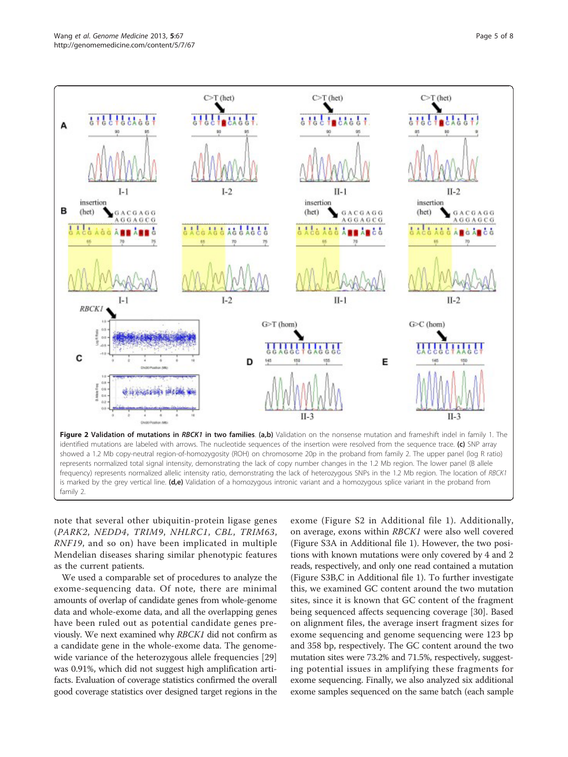**Figure 2 Validation of mutations in *RBCK1* in two families.** **(a,b)** Validation on the nonsense mutation and frameshift indel in family 1. The identified mutations are labeled with arrows. The nucleotide sequences of the insertion were resolved from the sequence trace. **(c)** SNP array showed a 1.2 Mb copy-neutral region-of-homozygosity (ROH) on chromosome 20p in the proband from family 2. The upper panel (log R ratio) represents normalized total signal intensity, demonstrating the lack of copy number changes in the 1.2 Mb region. The lower panel (B allele frequency) represents normalized allelic intensity ratio, demonstrating the lack of heterozygous SNPs in the 1.2 Mb region. The location of *RBCK1* is marked by the grey vertical line. **(d,e)** Validation of a homozygous intronic variant and a homozygous splice variant in the proband from family 2.

note that several other ubiquitin-protein ligase genes (*PARK2*, *NEDD4*, *TRIM9*, *NHLRC1*, *CBL*, *TRIM63*, *RNF19*, and so on) have been implicated in multiple Mendelian diseases sharing similar phenotypic features as the current patients.

We used a comparable set of procedures to analyze the exome-sequencing data. Of note, there are minimal amounts of overlap of candidate genes from whole-genome data and whole-exome data, and all the overlapping genes have been ruled out as potential candidate genes previously. We next examined why *RBCK1* did not confirm as a candidate gene in the whole-exome data. The genome-wide variance of the heterozygous allele frequencies [29] was 0.91%, which did not suggest high amplification artifacts. Evaluation of coverage statistics confirmed the overall good coverage statistics over designed target regions in the exome (Figure S2 in Additional file 1). Additionally, on average, exons within *RBCK1* were also well covered (Figure S3A in Additional file 1). However, the two positions with known mutations were only covered by 4 and 2 reads, respectively, and only one read contained a mutation (Figure S3B,C in Additional file 1). To further investigate this, we examined GC content around the two mutation sites, since it is known that GC content of the fragment being sequenced affects sequencing coverage [30]. Based on alignment files, the average insert fragment sizes for exome sequencing and genome sequencing were 123 bp and 358 bp, respectively. The GC content around the two mutation sites were 73.2% and 71.5%, respectively, suggesting potential issues in amplifying these fragments for exome sequencing. Finally, we also analyzed six additional exome samples sequenced on the same batch (each sample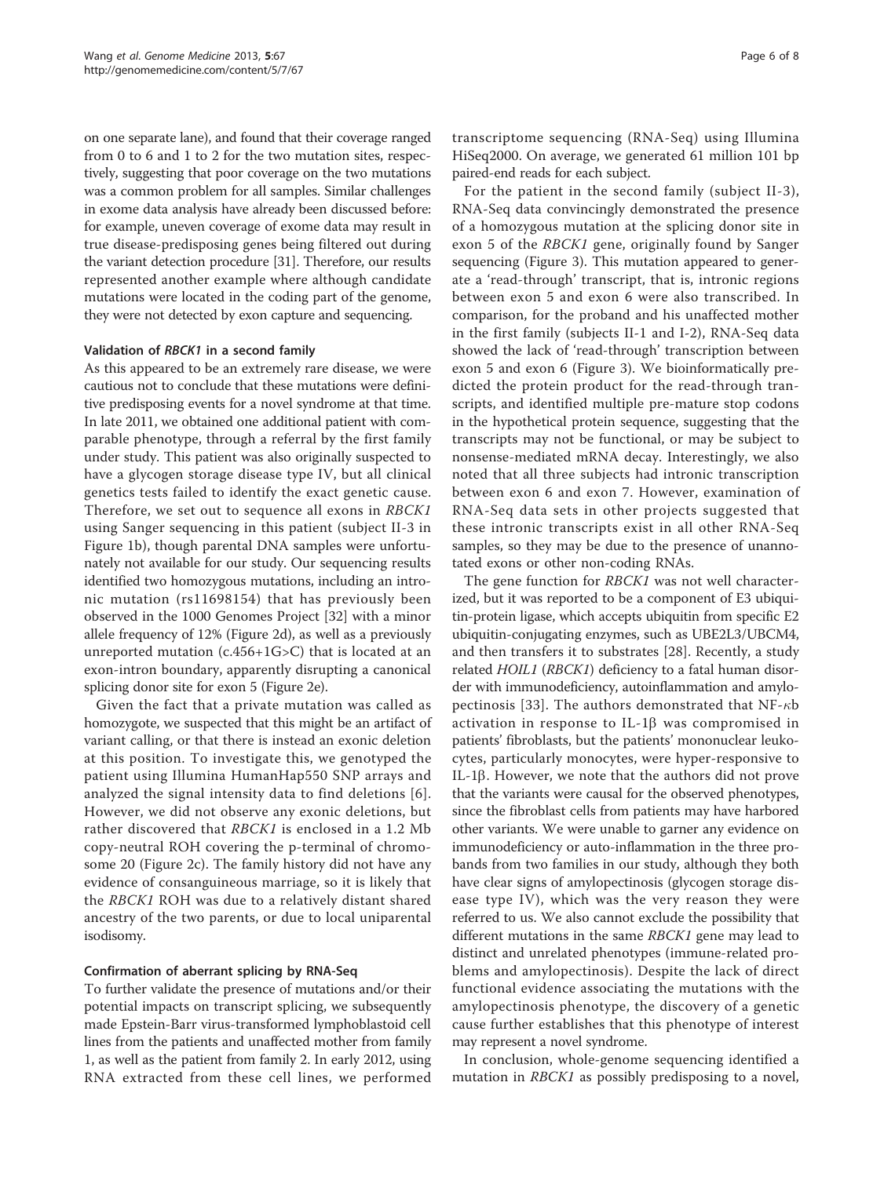on one separate lane), and found that their coverage ranged from 0 to 6 and 1 to 2 for the two mutation sites, respectively, suggesting that poor coverage on the two mutations was a common problem for all samples. Similar challenges in exome data analysis have already been discussed before: for example, uneven coverage of exome data may result in true disease-predisposing genes being filtered out during the variant detection procedure [31]. Therefore, our results represented another example where although candidate mutations were located in the coding part of the genome, they were not detected by exon capture and sequencing.

### Validation of *RBCK1* in a second family

As this appeared to be an extremely rare disease, we were cautious not to conclude that these mutations were definitive predisposing events for a novel syndrome at that time. In late 2011, we obtained one additional patient with comparable phenotype, through a referral by the first family under study. This patient was also originally suspected to have a glycogen storage disease type IV, but all clinical genetics tests failed to identify the exact genetic cause. Therefore, we set out to sequence all exons in *RBCK1* using Sanger sequencing in this patient (subject II-3 in Figure 1b), though parental DNA samples were unfortunately not available for our study. Our sequencing results identified two homozygous mutations, including an intronic mutation (rs11698154) that has previously been observed in the 1000 Genomes Project [32] with a minor allele frequency of 12% (Figure 2d), as well as a previously unreported mutation (c.456+1G>C) that is located at an exon-intron boundary, apparently disrupting a canonical splicing donor site for exon 5 (Figure 2e).

Given the fact that a private mutation was called as homozygote, we suspected that this might be an artifact of variant calling, or that there is instead an exonic deletion at this position. To investigate this, we genotyped the patient using Illumina HumanHap550 SNP arrays and analyzed the signal intensity data to find deletions [6]. However, we did not observe any exonic deletions, but rather discovered that *RBCK1* is enclosed in a 1.2 Mb copy-neutral ROH covering the p-terminal of chromosome 20 (Figure 2c). The family history did not have any evidence of consanguineous marriage, so it is likely that the *RBCK1* ROH was due to a relatively distant shared ancestry of the two parents, or due to local uniparental isodisomy.

### Confirmation of aberrant splicing by RNA-Seq

To further validate the presence of mutations and/or their potential impacts on transcript splicing, we subsequently made Epstein-Barr virus-transformed lymphoblastoid cell lines from the patients and unaffected mother from family 1, as well as the patient from family 2. In early 2012, using RNA extracted from these cell lines, we performed transcriptome sequencing (RNA-Seq) using Illumina HiSeq2000. On average, we generated 61 million 101 bp paired-end reads for each subject.

For the patient in the second family (subject II-3), RNA-Seq data convincingly demonstrated the presence of a homozygous mutation at the splicing donor site in exon 5 of the *RBCK1* gene, originally found by Sanger sequencing (Figure 3). This mutation appeared to generate a 'read-through' transcript, that is, intronic regions between exon 5 and exon 6 were also transcribed. In comparison, for the proband and his unaffected mother in the first family (subjects II-1 and I-2), RNA-Seq data showed the lack of 'read-through' transcription between exon 5 and exon 6 (Figure 3). We bioinformatically predicted the protein product for the read-through transcripts, and identified multiple pre-mature stop codons in the hypothetical protein sequence, suggesting that the transcripts may not be functional, or may be subject to nonsense-mediated mRNA decay. Interestingly, we also noted that all three subjects had intronic transcription between exon 6 and exon 7. However, examination of RNA-Seq data sets in other projects suggested that these intronic transcripts exist in all other RNA-Seq samples, so they may be due to the presence of unannotated exons or other non-coding RNAs.

The gene function for *RBCK1* was not well characterized, but it was reported to be a component of E3 ubiquitin-protein ligase, which accepts ubiquitin from specific E2 ubiquitin-conjugating enzymes, such as UBE2L3/UBCM4, and then transfers it to substrates [28]. Recently, a study related *HOIL1* (*RBCK1*) deficiency to a fatal human disorder with immunodeficiency, autoinflammation and amylopectinosis [33]. The authors demonstrated that NF-$\kappa$b activation in response to IL-1$\beta$ was compromised in patients' fibroblasts, but the patients' mononuclear leukocytes, particularly monocytes, were hyper-responsive to IL-1$\beta$. However, we note that the authors did not prove that the variants were causal for the observed phenotypes, since the fibroblast cells from patients may have harbored other variants. We were unable to garner any evidence on immunodeficiency or auto-inflammation in the three probands from two families in our study, although they both have clear signs of amylopectinosis (glycogen storage disease type IV), which was the very reason they were referred to us. We also cannot exclude the possibility that different mutations in the same *RBCK1* gene may lead to distinct and unrelated phenotypes (immune-related problems and amylopectinosis). Despite the lack of direct functional evidence associating the mutations with the amylopectinosis phenotype, the discovery of a genetic cause further establishes that this phenotype of interest may represent a novel syndrome.

In conclusion, whole-genome sequencing identified a mutation in *RBCK1* as possibly predisposing to a novel,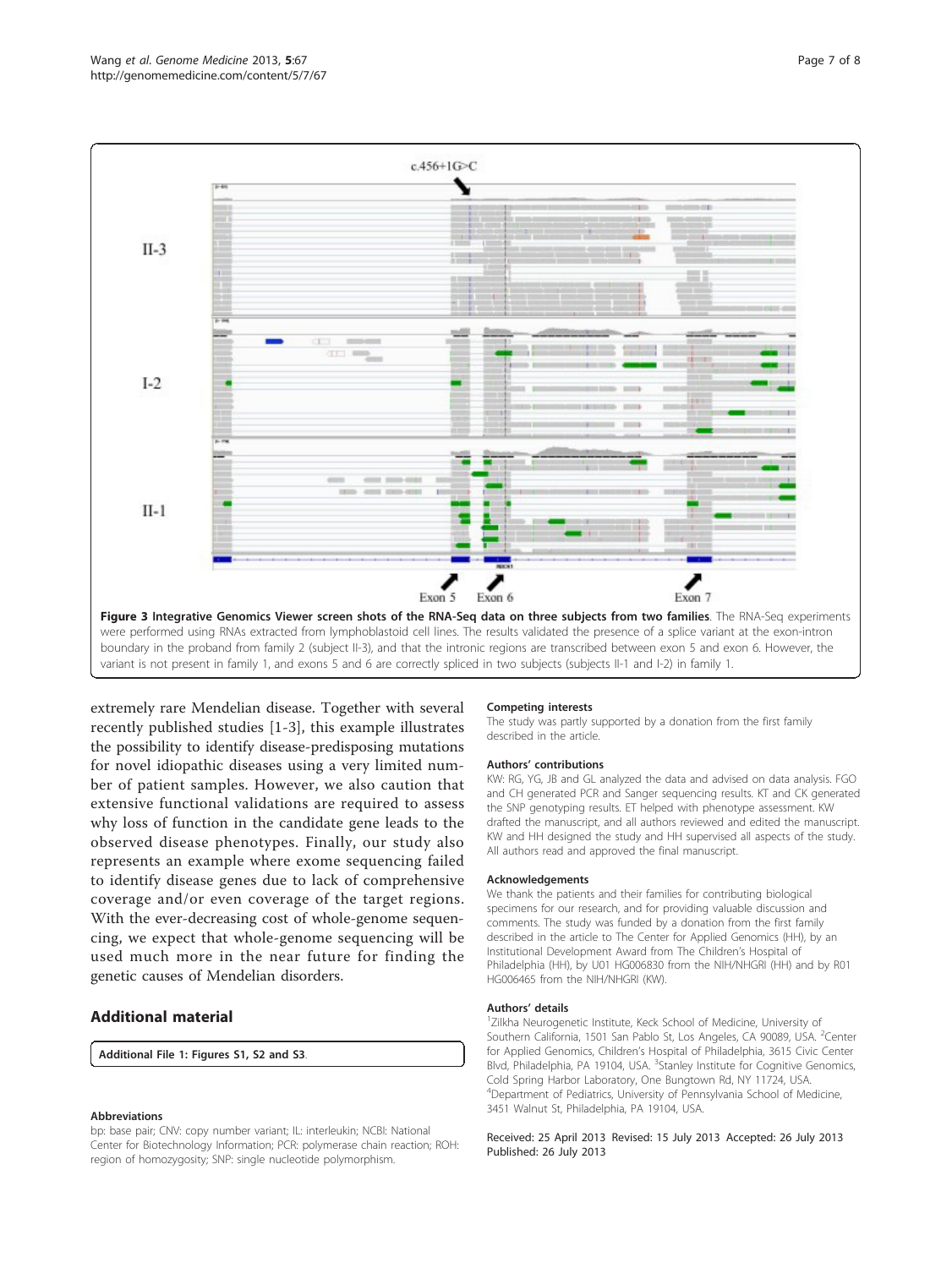**Figure 3 Integrative Genomics Viewer screen shots of the RNA-Seq data on three subjects from two families**. The RNA-Seq experiments were performed using RNAs extracted from lymphoblastoid cell lines. The results validated the presence of a splice variant at the exon-intron boundary in the proband from family 2 (subject II-3), and that the intronic regions are transcribed between exon 5 and exon 6. However, the variant is not present in family 1, and exons 5 and 6 are correctly spliced in two subjects (subjects II-1 and I-2) in family 1.

extremely rare Mendelian disease. Together with several recently published studies [1-3], this example illustrates the possibility to identify disease-predisposing mutations for novel idiopathic diseases using a very limited number of patient samples. However, we also caution that extensive functional validations are required to assess why loss of function in the candidate gene leads to the observed disease phenotypes. Finally, our study also represents an example where exome sequencing failed to identify disease genes due to lack of comprehensive coverage and/or even coverage of the target regions. With the ever-decreasing cost of whole-genome sequencing, we expect that whole-genome sequencing will be used much more in the near future for finding the genetic causes of Mendelian disorders.

## Additional material

Additional File 1: Figures S1, S2 and S3.

### Abbreviations

bp: base pair; CNV: copy number variant; IL: interleukin; NCBI: National Center for Biotechnology Information; PCR: polymerase chain reaction; ROH: region of homozygosity; SNP: single nucleotide polymorphism.

### Competing interests

The study was partly supported by a donation from the first family described in the article.

### Authors' contributions

KW: RG, YG, JB and GL analyzed the data and advised on data analysis. FGO and CH generated PCR and Sanger sequencing results. KT and CK generated the SNP genotyping results. ET helped with phenotype assessment. KW drafted the manuscript, and all authors reviewed and edited the manuscript. KW and HH designed the study and HH supervised all aspects of the study. All authors read and approved the final manuscript.

### Acknowledgements

We thank the patients and their families for contributing biological specimens for our research, and for providing valuable discussion and comments. The study was funded by a donation from the first family described in the article to The Center for Applied Genomics (HH), by an Institutional Development Award from The Children's Hospital of Philadelphia (HH), by U01 HG006830 from the NIH/NHGRI (HH) and by R01 HG006465 from the NIH/NHGRI (KW).

### Authors' details

[1]Zilkha Neurogenetic Institute, Keck School of Medicine, University of Southern California, 1501 San Pablo St, Los Angeles, CA 90089, USA. [2]Center for Applied Genomics, Children's Hospital of Philadelphia, 3615 Civic Center Blvd, Philadelphia, PA 19104, USA. [3]Stanley Institute for Cognitive Genomics, Cold Spring Harbor Laboratory, One Bungtown Rd, NY 11724, USA. [4]Department of Pediatrics, University of Pennsylvania School of Medicine, 3451 Walnut St, Philadelphia, PA 19104, USA.

Received: 25 April 2013 Revised: 15 July 2013 Accepted: 26 July 2013
Published: 26 July 2013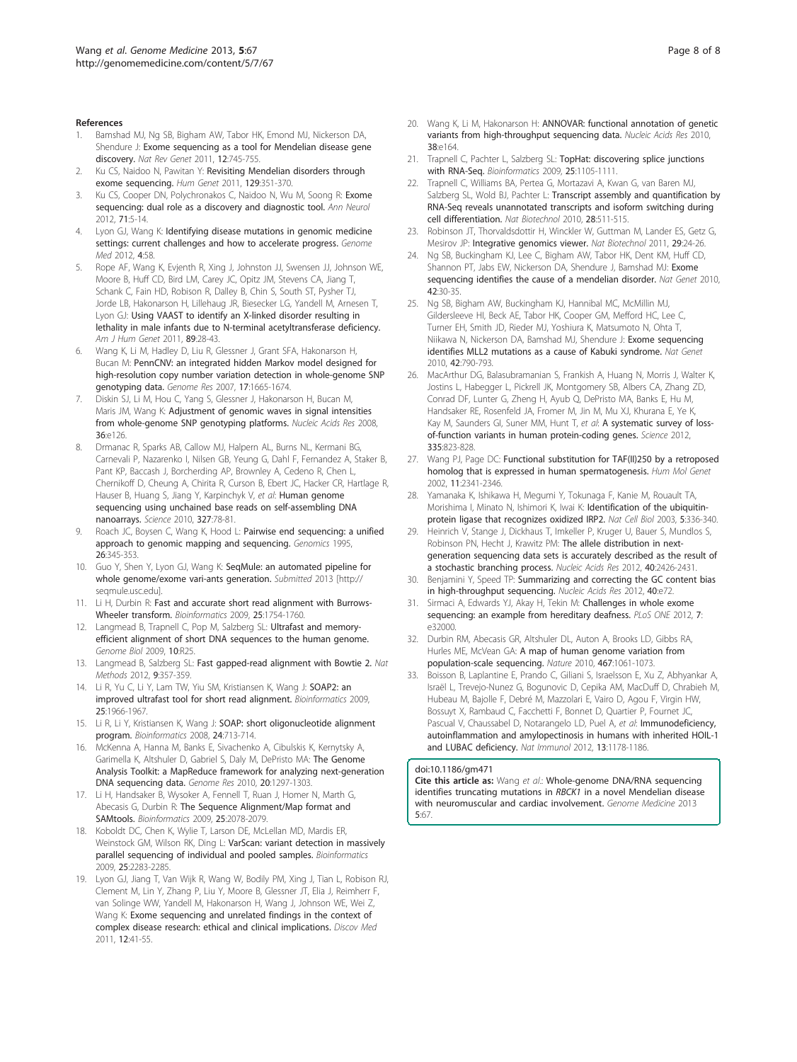## References

1. Bamshad MJ, Ng SB, Bigham AW, Tabor HK, Emond MJ, Nickerson DA, Shendure J: **Exome sequencing as a tool for Mendelian disease gene discovery.** *Nat Rev Genet* 2011, **12**:745-755.
2. Ku CS, Naidoo N, Pawitan Y: **Revisiting Mendelian disorders through exome sequencing.** *Hum Genet* 2011, **129**:351-370.
3. Ku CS, Cooper DN, Polychronakos C, Naidoo N, Wu M, Soong R: **Exome sequencing: dual role as a discovery and diagnostic tool.** *Ann Neurol* 2012, **71**:5-14.
4. Lyon GJ, Wang K: **Identifying disease mutations in genomic medicine settings: current challenges and how to accelerate progress.** *Genome Med* 2012, **4**:58.
5. Rope AF, Wang K, Evjenth R, Xing J, Johnston JJ, Swensen JJ, Johnson WE, Moore B, Huff CD, Bird LM, Carey JC, Opitz JM, Stevens CA, Jiang T, Schank C, Fain HD, Robison R, Dalley B, Chin S, South ST, Pysher TJ, Jorde LB, Hakonarson H, Lillehaug JR, Biesecker LG, Yandell M, Arnesen T, Lyon GJ: **Using VAAST to identify an X-linked disorder resulting in lethality in male infants due to N-terminal acetyltransferase deficiency.** *Am J Hum Genet* 2011, **89**:28-43.
6. Wang K, Li M, Hadley D, Liu R, Glessner J, Grant SFA, Hakonarson H, Bucan M: **PennCNV: an integrated hidden Markov model designed for high-resolution copy number variation detection in whole-genome SNP genotyping data.** *Genome Res* 2007, **17**:1665-1674.
7. Diskin SJ, Li M, Hou C, Yang S, Glessner J, Hakonarson H, Bucan M, Maris JM, Wang K: **Adjustment of genomic waves in signal intensities from whole-genome SNP genotyping platforms.** *Nucleic Acids Res* 2008, **36**:e126.
8. Drmanac R, Sparks AB, Callow MJ, Halpern AL, Burns NL, Kermani BG, Carnevali P, Nazarenko I, Nilsen GB, Yeung G, Dahl F, Fernandez A, Staker B, Pant KP, Baccash J, Borcherding AP, Brownley A, Cedeno R, Chen L, Chernikoff D, Cheung A, Chirita R, Curson B, Ebert JC, Hacker CR, Hartlage R, Hauser B, Huang S, Jiang Y, Karpinchyk V, *et al*: **Human genome sequencing using unchained base reads on self-assembling DNA nanoarrays.** *Science* 2010, **327**:78-81.
9. Roach JC, Boysen C, Wang K, Hood L: **Pairwise end sequencing: a unified approach to genomic mapping and sequencing.** *Genomics* 1995, **26**:345-353.
10. Guo Y, Shen Y, Lyon GJ, Wang K: **SeqMule: an automated pipeline for whole genome/exome vari-ants generation.** *Submitted* 2013 [http://seqmule.usc.edu].
11. Li H, Durbin R: **Fast and accurate short read alignment with Burrows-Wheeler transform.** *Bioinformatics* 2009, **25**:1754-1760.
12. Langmead B, Trapnell C, Pop M, Salzberg SL: **Ultrafast and memory-efficient alignment of short DNA sequences to the human genome.** *Genome Biol* 2009, **10**:R25.
13. Langmead B, Salzberg SL: **Fast gapped-read alignment with Bowtie 2.** *Nat Methods* 2012, **9**:357-359.
14. Li R, Yu C, Li Y, Lam TW, Yiu SM, Kristiansen K, Wang J: **SOAP2: an improved ultrafast tool for short read alignment.** *Bioinformatics* 2009, **25**:1966-1967.
15. Li R, Li Y, Kristiansen K, Wang J: **SOAP: short oligonucleotide alignment program.** *Bioinformatics* 2008, **24**:713-714.
16. McKenna A, Hanna M, Banks E, Sivachenko A, Cibulskis K, Kernytsky A, Garimella K, Altshuler D, Gabriel S, Daly M, DePristo MA: **The Genome Analysis Toolkit: a MapReduce framework for analyzing next-generation DNA sequencing data.** *Genome Res* 2010, **20**:1297-1303.
17. Li H, Handsaker B, Wysoker A, Fennell T, Ruan J, Homer N, Marth G, Abecasis G, Durbin R: **The Sequence Alignment/Map format and SAMtools.** *Bioinformatics* 2009, **25**:2078-2079.
18. Koboldt DC, Chen K, Wylie T, Larson DE, McLellan MD, Mardis ER, Weinstock GM, Wilson RK, Ding L: **VarScan: variant detection in massively parallel sequencing of individual and pooled samples.** *Bioinformatics* 2009, **25**:2283-2285.
19. Lyon GJ, Jiang T, Van Wijk R, Wang W, Bodily PM, Xing J, Tian L, Robison RJ, Clement M, Lin Y, Zhang P, Liu Y, Moore B, Glessner JT, Elia J, Reimherr F, van Solinge WW, Yandell M, Hakonarson H, Wang J, Johnson WE, Wei Z, Wang K: **Exome sequencing and unrelated findings in the context of complex disease research: ethical and clinical implications.** *Discov Med* 2011, **12**:41-55.
20. Wang K, Li M, Hakonarson H: **ANNOVAR: functional annotation of genetic variants from high-throughput sequencing data.** *Nucleic Acids Res* 2010, **38**:e164.
21. Trapnell C, Pachter L, Salzberg SL: **TopHat: discovering splice junctions with RNA-Seq.** *Bioinformatics* 2009, **25**:1105-1111.
22. Trapnell C, Williams BA, Pertea G, Mortazavi A, Kwan G, van Baren MJ, Salzberg SL, Wold BJ, Pachter L: **Transcript assembly and quantification by RNA-Seq reveals unannotated transcripts and isoform switching during cell differentiation.** *Nat Biotechnol* 2010, **28**:511-515.
23. Robinson JT, Thorvaldsdottir H, Winckler W, Guttman M, Lander ES, Getz G, Mesirov JP: **Integrative genomics viewer.** *Nat Biotechnol* 2011, **29**:24-26.
24. Ng SB, Buckingham KJ, Lee C, Bigham AW, Tabor HK, Dent KM, Huff CD, Shannon PT, Jabs EW, Nickerson DA, Shendure J, Bamshad MJ: **Exome sequencing identifies the cause of a mendelian disorder.** *Nat Genet* 2010, **42**:30-35.
25. Ng SB, Bigham AW, Buckingham KJ, Hannibal MC, McMillin MJ, Gildersleeve HI, Beck AE, Tabor HK, Cooper GM, Mefford HC, Lee C, Turner EH, Smith JD, Rieder MJ, Yoshiura K, Matsumoto N, Ohta T, Niikawa N, Nickerson DA, Bamshad MJ, Shendure J: **Exome sequencing identifies MLL2 mutations as a cause of Kabuki syndrome.** *Nat Genet* 2010, **42**:790-793.
26. MacArthur DG, Balasubramanian S, Frankish A, Huang N, Morris J, Walter K, Jostins L, Habegger L, Pickrell JK, Montgomery SB, Albers CA, Zhang ZD, Conrad DF, Lunter G, Zheng H, Ayub Q, DePristo MA, Banks E, Hu M, Handsaker RE, Rosenfeld JA, Fromer M, Jin M, Mu XJ, Khurana E, Ye K, Kay M, Saunders GI, Suner MM, Hunt T, *et al*: **A systematic survey of loss-of-function variants in human protein-coding genes.** *Science* 2012, **335**:823-828.
27. Wang PJ, Page DC: **Functional substitution for TAF(II)250 by a retroposed homolog that is expressed in human spermatogenesis.** *Hum Mol Genet* 2002, **11**:2341-2346.
28. Yamanaka K, Ishikawa H, Megumi Y, Tokunaga F, Kanie M, Rouault TA, Morishima I, Minato N, Ishimori K, Iwai K: **Identification of the ubiquitin-protein ligase that recognizes oxidized IRP2.** *Nat Cell Biol* 2003, **5**:336-340.
29. Heinrich V, Stange J, Dickhaus T, Imkeller P, Kruger U, Bauer S, Mundlos S, Robinson PN, Hecht J, Krawitz PM: **The allele distribution in next-generation sequencing data sets is accurately described as the result of a stochastic branching process.** *Nucleic Acids Res* 2012, **40**:2426-2431.
30. Benjamini Y, Speed TP: **Summarizing and correcting the GC content bias in high-throughput sequencing.** *Nucleic Acids Res* 2012, **40**:e72.
31. Sirmaci A, Edwards YJ, Akay H, Tekin M: **Challenges in whole exome sequencing: an example from hereditary deafness.** *PLoS ONE* 2012, **7**:e32000.
32. Durbin RM, Abecasis GR, Altshuler DL, Auton A, Brooks LD, Gibbs RA, Hurles ME, McVean GA: **A map of human genome variation from population-scale sequencing.** *Nature* 2010, **467**:1061-1073.
33. Boisson B, Laplantine E, Prando C, Giliani S, Israelsson E, Xu Z, Abhyankar A, Israël L, Trevejo-Nunez G, Bogunovic D, Cepika AM, MacDuff D, Chrabieh M, Hubeau M, Bajolle F, Debré M, Mazzolari E, Vairo D, Agou F, Virgin HW, Bossuyt X, Rambaud C, Facchetti F, Bonnet D, Quartier P, Fournet JC, Pascual V, Chaussabel D, Notarangelo LD, Puel A, *et al*: **Immunodeficiency, autoinflammation and amylopectinosis in humans with inherited HOIL-1 and LUBAC deficiency.** *Nat Immunol* 2012, **13**:1178-1186.

doi:10.1186/gm471

**Cite this article as:** Wang *et al.*: Whole-genome DNA/RNA sequencing identifies truncating mutations in *RBCK1* in a novel Mendelian disease with neuromuscular and cardiac involvement. *Genome Medicine* 2013 **5**:67.